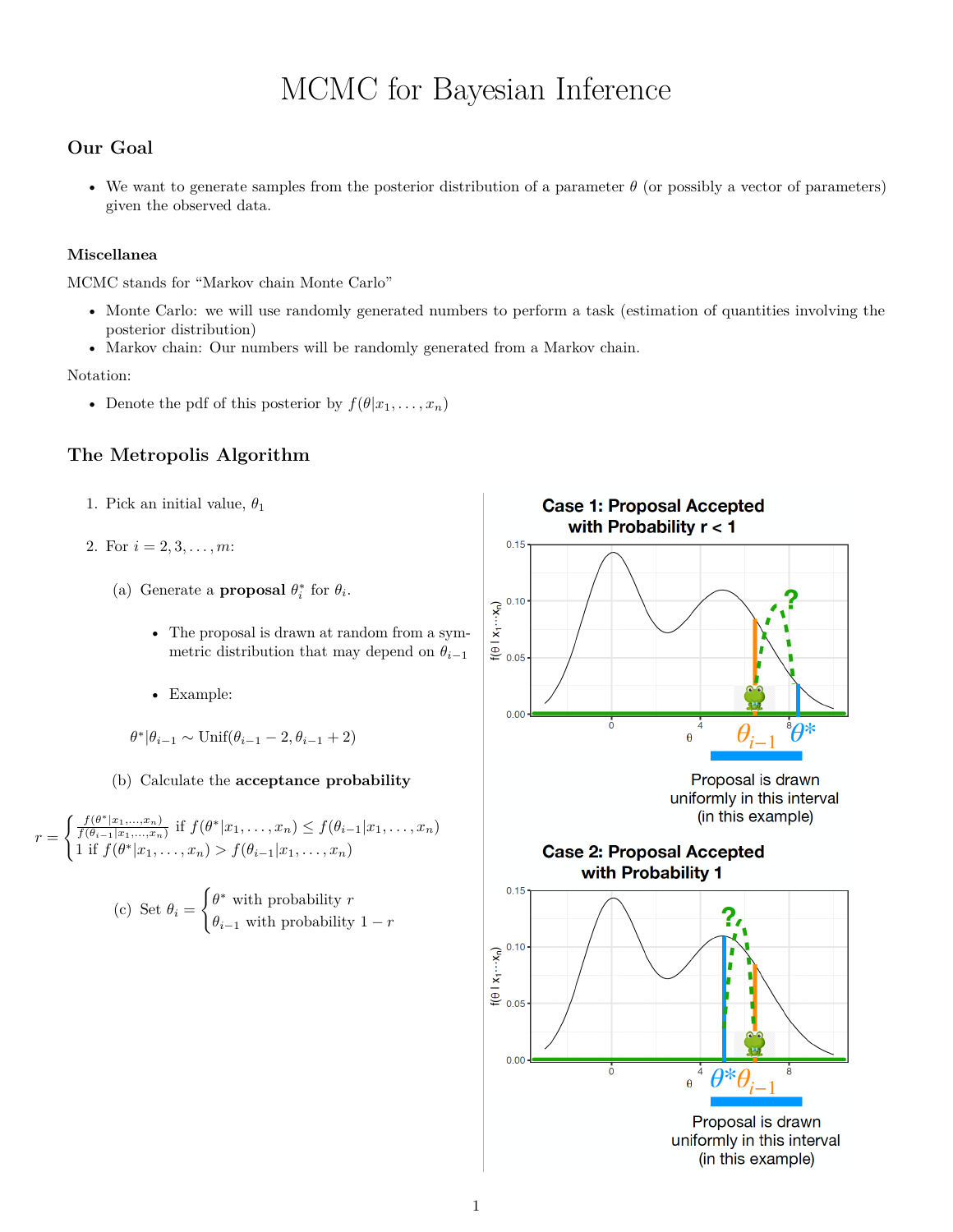# MCMC for Bayesian Inference

## Our Goal

- We want to generate samples from the posterior distribution of a parameter $\theta$ (or possibly a vector of parameters) given the observed data.

### Miscellanea

MCMC stands for "Markov chain Monte Carlo"

- Monte Carlo: we will use randomly generated numbers to perform a task (estimation of quantities involving the posterior distribution)
- Markov chain: Our numbers will be randomly generated from a Markov chain.

Notation:

- Denote the pdf of this posterior by $f(\theta | x_1, \ldots, x_n)$

## The Metropolis Algorithm

1. Pick an initial value, $\theta_1$
2. For $i = 2, 3, \ldots, m$:

   (a) Generate a **proposal** $\theta_i^*$ for $\theta_i$.

   - The proposal is drawn at random from a symmetric distribution that may depend on $\theta_{i-1}$
   - Example:

   $$\theta^* | \theta_{i-1} \sim \text{Unif}(\theta_{i-1} - 2, \theta_{i-1} + 2)$$

   (b) Calculate the **acceptance probability**

   $$r = \begin{cases} \frac{f(\theta^* | x_1, \ldots, x_n)}{f(\theta_{i-1} | x_1, \ldots, x_n)} \text{ if } f(\theta^* | x_1, \ldots, x_n) \leq f(\theta_{i-1} | x_1, \ldots, x_n) \\ 1 \text{ if } f(\theta^* | x_1, \ldots, x_n) > f(\theta_{i-1} | x_1, \ldots, x_n) \end{cases}$$

   (c) Set $\theta_i = \begin{cases} \theta^* \text{ with probability } r \\ \theta_{i-1} \text{ with probability } 1 - r \end{cases}$

Case 1: Proposal Accepted with Probability r < 1

f(θ | x1⋯xn)

0.15
0.10
0.05
0.00

0
4
8
θ

$\theta_{i-1}$  $\theta^*$

Proposal is drawn uniformly in this interval (in this example)

Case 2: Proposal Accepted with Probability 1

f(θ | x1⋯xn)

0.15
0.10
0.05
0.00

0
4
8
θ

$\theta^*$ $\theta_{i-1}$

Proposal is drawn uniformly in this interval (in this example)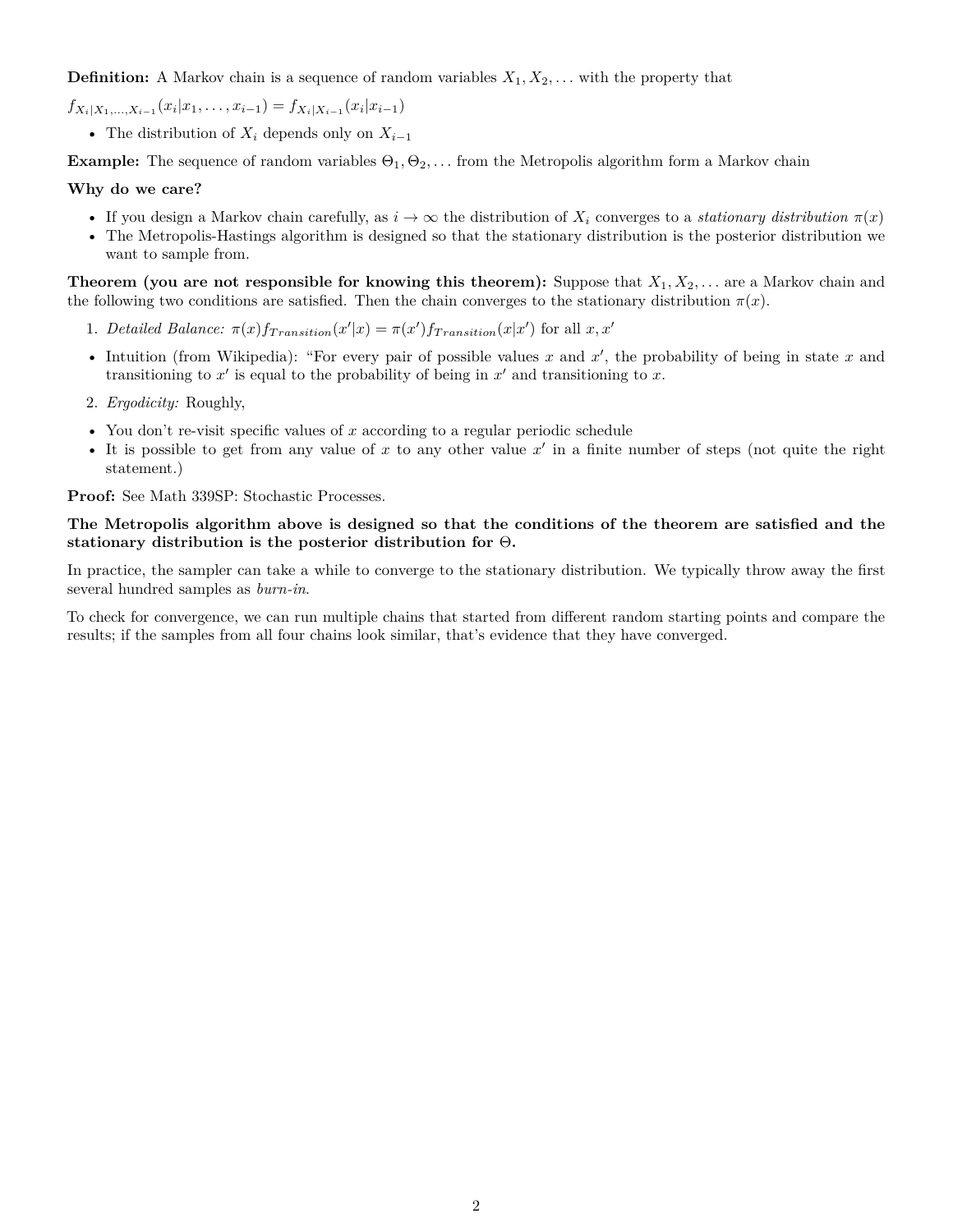**Definition:** A Markov chain is a sequence of random variables $X_1, X_2, \dots$ with the property that

$f_{X_i|X_1,\dots,X_{i-1}}(x_i|x_1,\dots,x_{i-1}) = f_{X_i|X_{i-1}}(x_i|x_{i-1})$

- The distribution of $X_i$ depends only on $X_{i-1}$

**Example:** The sequence of random variables $\Theta_1, \Theta_2, \dots$ from the Metropolis algorithm form a Markov chain

**Why do we care?**

- If you design a Markov chain carefully, as $i \to \infty$ the distribution of $X_i$ converges to a *stationary distribution* $\pi(x)$
- The Metropolis-Hastings algorithm is designed so that the stationary distribution is the posterior distribution we want to sample from.

**Theorem (you are not responsible for knowing this theorem):** Suppose that $X_1, X_2, \dots$ are a Markov chain and the following two conditions are satisfied. Then the chain converges to the stationary distribution $\pi(x)$.

1. *Detailed Balance:* $\pi(x) f_{Transition}(x'|x) = \pi(x') f_{Transition}(x|x')$ for all $x, x'$

- Intuition (from Wikipedia): "For every pair of possible values $x$ and $x'$, the probability of being in state $x$ and transitioning to $x'$ is equal to the probability of being in $x'$ and transitioning to $x$.

2. *Ergodicity:* Roughly,

- You don't re-visit specific values of $x$ according to a regular periodic schedule
- It is possible to get from any value of $x$ to any other value $x'$ in a finite number of steps (not quite the right statement.)

**Proof:** See Math 339SP: Stochastic Processes.

**The Metropolis algorithm above is designed so that the conditions of the theorem are satisfied and the stationary distribution is the posterior distribution for $\Theta$.**

In practice, the sampler can take a while to converge to the stationary distribution. We typically throw away the first several hundred samples as *burn-in*.

To check for convergence, we can run multiple chains that started from different random starting points and compare the results; if the samples from all four chains look similar, that's evidence that they have converged.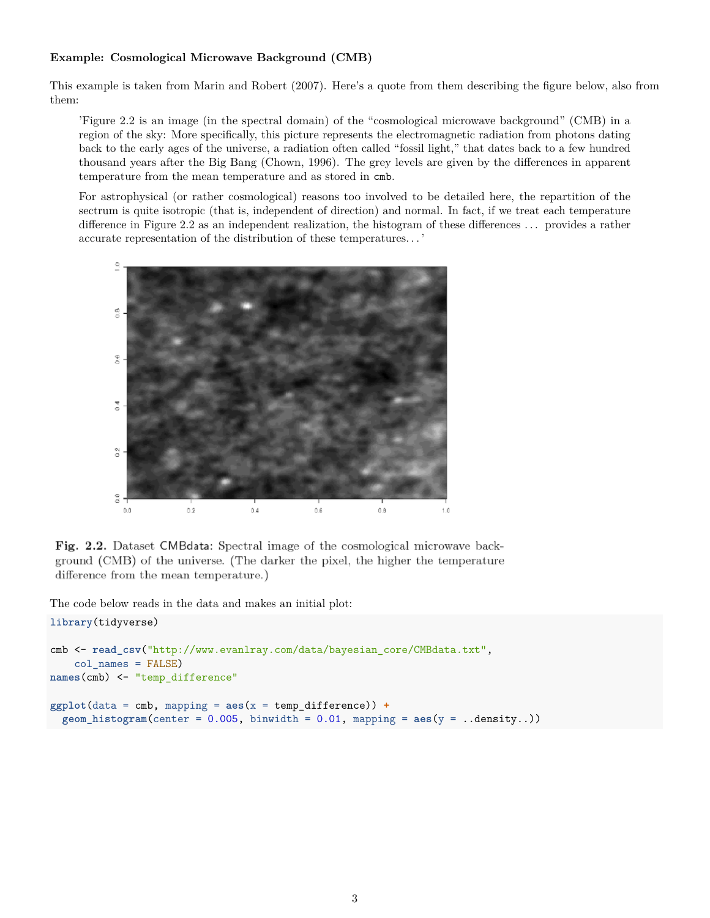**Example: Cosmological Microwave Background (CMB)**

This example is taken from Marin and Robert (2007). Here's a quote from them describing the figure below, also from them:

> 'Figure 2.2 is an image (in the spectral domain) of the "cosmological microwave background" (CMB) in a region of the sky: More specifically, this picture represents the electromagnetic radiation from photons dating back to the early ages of the universe, a radiation often called "fossil light," that dates back to a few hundred thousand years after the Big Bang (Chown, 1996). The grey levels are given by the differences in apparent temperature from the mean temperature and as stored in `cmb`.
>
> For astrophysical (or rather cosmological) reasons too involved to be detailed here, the repartition of the sectrum is quite isotropic (that is, independent of direction) and normal. In fact, if we treat each temperature difference in Figure 2.2 as an independent realization, the histogram of these differences … provides a rather accurate representation of the distribution of these temperatures…'

0.0
0.2
0.4
0.6
0.8
1.0

0.0
0.2
0.4
0.6
0.8
1.0

**Fig. 2.2.** Dataset CMBdata: Spectral image of the cosmological microwave background (CMB) of the universe. (The darker the pixel, the higher the temperature difference from the mean temperature.)

The code below reads in the data and makes an initial plot:

```
library(tidyverse)

cmb <- read_csv("http://www.evanlray.com/data/bayesian_core/CMBdata.txt",
    col_names = FALSE)
names(cmb) <- "temp_difference"

ggplot(data = cmb, mapping = aes(x = temp_difference)) +
  geom_histogram(center = 0.005, binwidth = 0.01, mapping = aes(y = ..density..))
```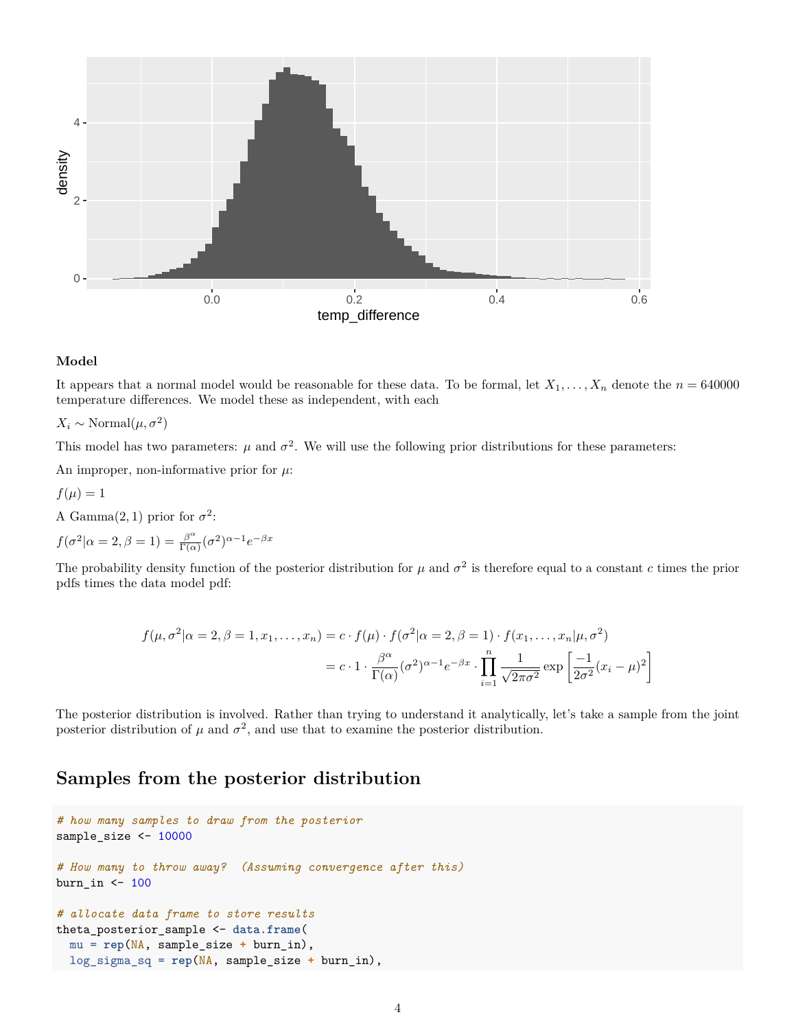density
4
2
0
0.0
0.2
0.4
0.6
temp_difference

**Model**

It appears that a normal model would be reasonable for these data. To be formal, let $X_1, \ldots, X_n$ denote the $n = 640000$ temperature differences. We model these as independent, with each

$X_i \sim \text{Normal}(\mu, \sigma^2)$

This model has two parameters: $\mu$ and $\sigma^2$. We will use the following prior distributions for these parameters:

An improper, non-informative prior for $\mu$:

$f(\mu) = 1$

A $\text{Gamma}(2, 1)$ prior for $\sigma^2$:

$f(\sigma^2|\alpha = 2, \beta = 1) = \frac{\beta^\alpha}{\Gamma(\alpha)}(\sigma^2)^{\alpha-1}e^{-\beta x}$

The probability density function of the posterior distribution for $\mu$ and $\sigma^2$ is therefore equal to a constant $c$ times the prior pdfs times the data model pdf:

$$
\begin{aligned}
f(\mu, \sigma^2|\alpha = 2, \beta = 1, x_1, \ldots, x_n) &= c \cdot f(\mu) \cdot f(\sigma^2|\alpha = 2, \beta = 1) \cdot f(x_1, \ldots, x_n|\mu, \sigma^2) \\
&= c \cdot 1 \cdot \frac{\beta^\alpha}{\Gamma(\alpha)}(\sigma^2)^{\alpha-1}e^{-\beta x} \cdot \prod_{i=1}^{n} \frac{1}{\sqrt{2\pi\sigma^2}} \exp\left[\frac{-1}{2\sigma^2}(x_i - \mu)^2\right]
\end{aligned}
$$

The posterior distribution is involved. Rather than trying to understand it analytically, let's take a sample from the joint posterior distribution of $\mu$ and $\sigma^2$, and use that to examine the posterior distribution.

## Samples from the posterior distribution

```
# how many samples to draw from the posterior
sample_size <- 10000

# How many to throw away?  (Assuming convergence after this)
burn_in <- 100

# allocate data frame to store results
theta_posterior_sample <- data.frame(
  mu = rep(NA, sample_size + burn_in),
  log_sigma_sq = rep(NA, sample_size + burn_in),
```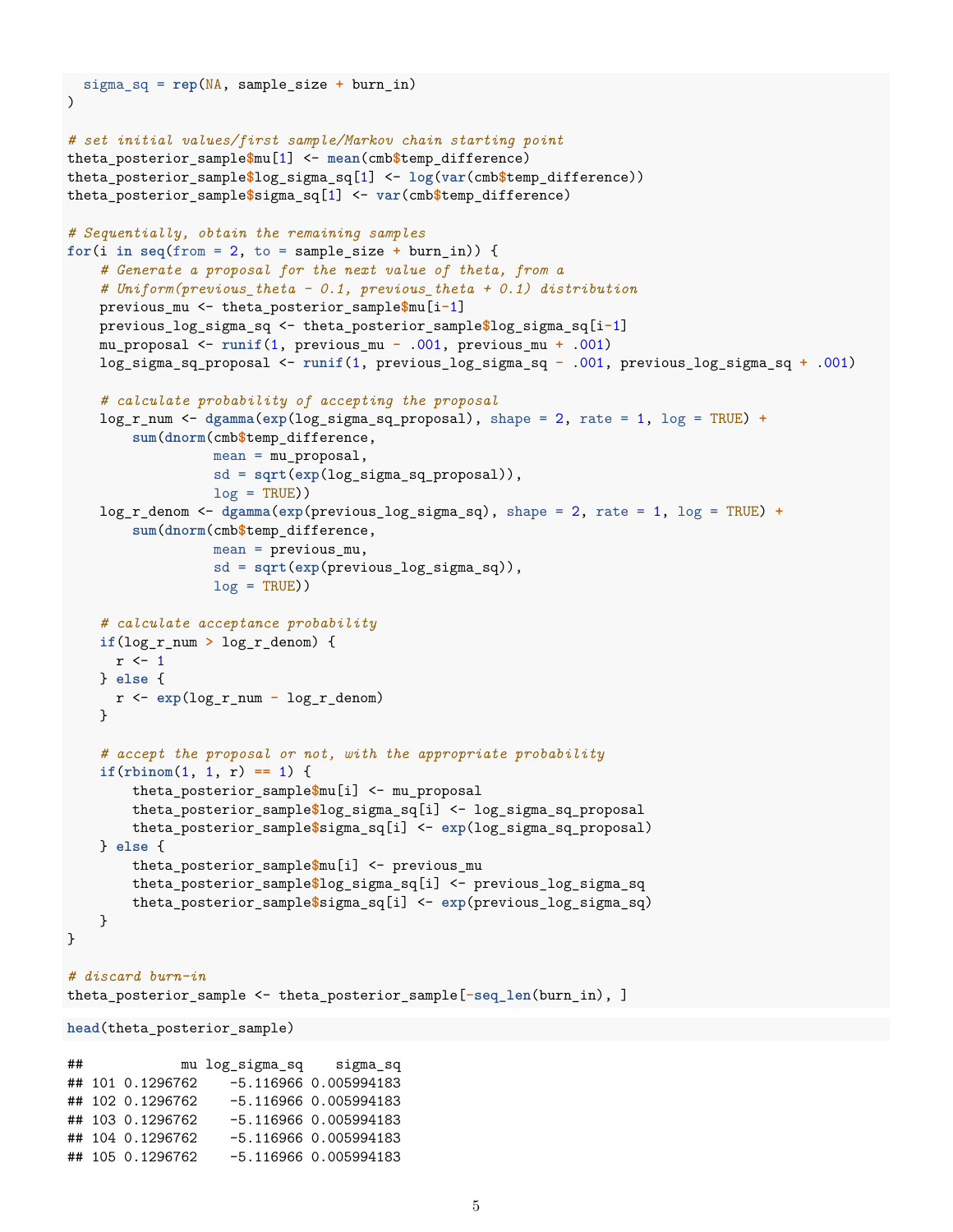```r
  sigma_sq = rep(NA, sample_size + burn_in)
)

# set initial values/first sample/Markov chain starting point
theta_posterior_sample$mu[1] <- mean(cmb$temp_difference)
theta_posterior_sample$log_sigma_sq[1] <- log(var(cmb$temp_difference))
theta_posterior_sample$sigma_sq[1] <- var(cmb$temp_difference)

# Sequentially, obtain the remaining samples
for(i in seq(from = 2, to = sample_size + burn_in)) {
    # Generate a proposal for the next value of theta, from a
    # Uniform(previous_theta - 0.1, previous_theta + 0.1) distribution
    previous_mu <- theta_posterior_sample$mu[i-1]
    previous_log_sigma_sq <- theta_posterior_sample$log_sigma_sq[i-1]
    mu_proposal <- runif(1, previous_mu - .001, previous_mu + .001)
    log_sigma_sq_proposal <- runif(1, previous_log_sigma_sq - .001, previous_log_sigma_sq + .001)

    # calculate probability of accepting the proposal
    log_r_num <- dgamma(exp(log_sigma_sq_proposal), shape = 2, rate = 1, log = TRUE) +
        sum(dnorm(cmb$temp_difference,
                  mean = mu_proposal,
                  sd = sqrt(exp(log_sigma_sq_proposal)),
                  log = TRUE))
    log_r_denom <- dgamma(exp(previous_log_sigma_sq), shape = 2, rate = 1, log = TRUE) +
        sum(dnorm(cmb$temp_difference,
                  mean = previous_mu,
                  sd = sqrt(exp(previous_log_sigma_sq)),
                  log = TRUE))

    # calculate acceptance probability
    if(log_r_num > log_r_denom) {
      r <- 1
    } else {
      r <- exp(log_r_num - log_r_denom)
    }

    # accept the proposal or not, with the appropriate probability
    if(rbinom(1, 1, r) == 1) {
        theta_posterior_sample$mu[i] <- mu_proposal
        theta_posterior_sample$log_sigma_sq[i] <- log_sigma_sq_proposal
        theta_posterior_sample$sigma_sq[i] <- exp(log_sigma_sq_proposal)
    } else {
        theta_posterior_sample$mu[i] <- previous_mu
        theta_posterior_sample$log_sigma_sq[i] <- previous_log_sigma_sq
        theta_posterior_sample$sigma_sq[i] <- exp(previous_log_sigma_sq)
    }
}

# discard burn-in
theta_posterior_sample <- theta_posterior_sample[-seq_len(burn_in), ]
```

```r
head(theta_posterior_sample)
```

```
##            mu log_sigma_sq    sigma_sq
## 101 0.1296762    -5.116966 0.005994183
## 102 0.1296762    -5.116966 0.005994183
## 103 0.1296762    -5.116966 0.005994183
## 104 0.1296762    -5.116966 0.005994183
## 105 0.1296762    -5.116966 0.005994183
```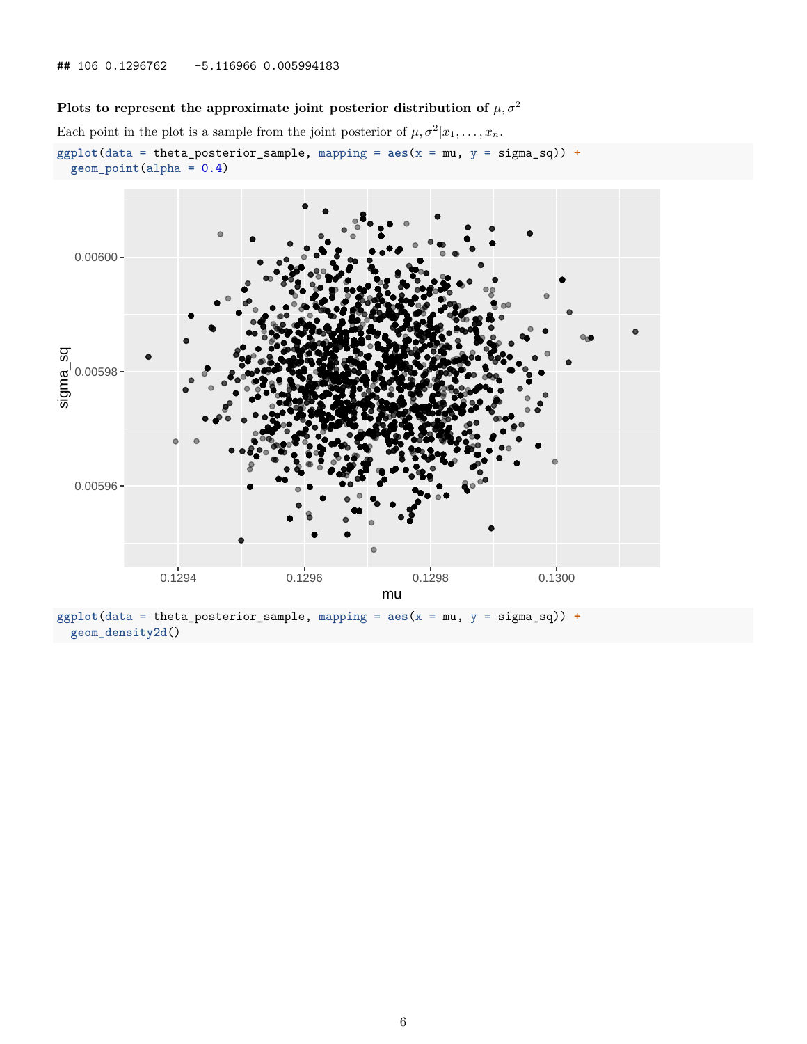```
## 106 0.1296762    -5.116966 0.005994183
```

**Plots to represent the approximate joint posterior distribution of $\mu, \sigma^2$**

Each point in the plot is a sample from the joint posterior of $\mu, \sigma^2 | x_1, \ldots, x_n$.

```
ggplot(data = theta_posterior_sample, mapping = aes(x = mu, y = sigma_sq)) +
  geom_point(alpha = 0.4)
```

sigma_sq

0.00600

0.00598

0.00596

mu

0.1294

0.1296

0.1298

0.1300

```
ggplot(data = theta_posterior_sample, mapping = aes(x = mu, y = sigma_sq)) +
  geom_density2d()
```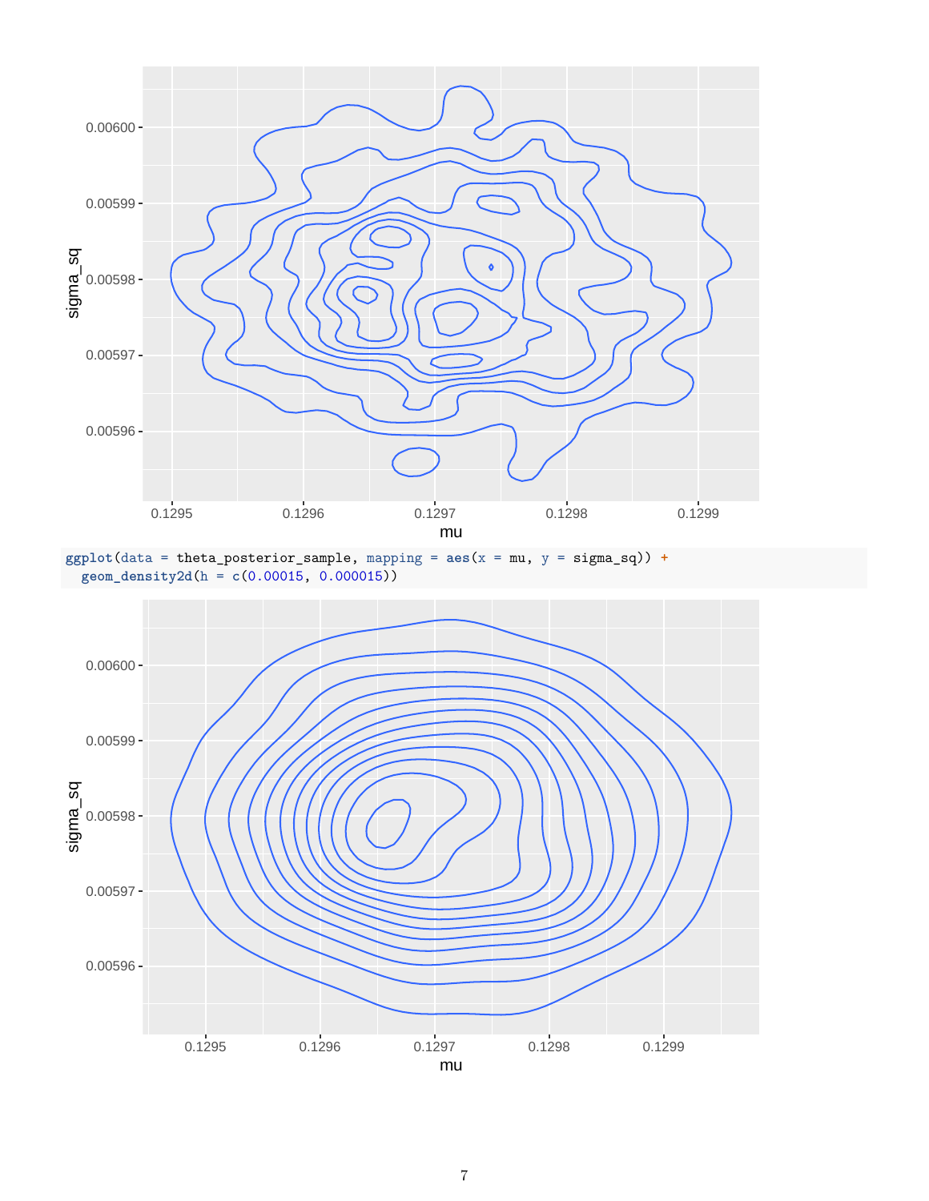0.00600
0.00599
0.00598
0.00597
0.00596
sigma_sq
0.1295
0.1296
0.1297
0.1298
0.1299
mu

```r
ggplot(data = theta_posterior_sample, mapping = aes(x = mu, y = sigma_sq)) +
  geom_density2d(h = c(0.00015, 0.000015))
```

0.00600
0.00599
0.00598
0.00597
0.00596
sigma_sq
0.1295
0.1296
0.1297
0.1298
0.1299
mu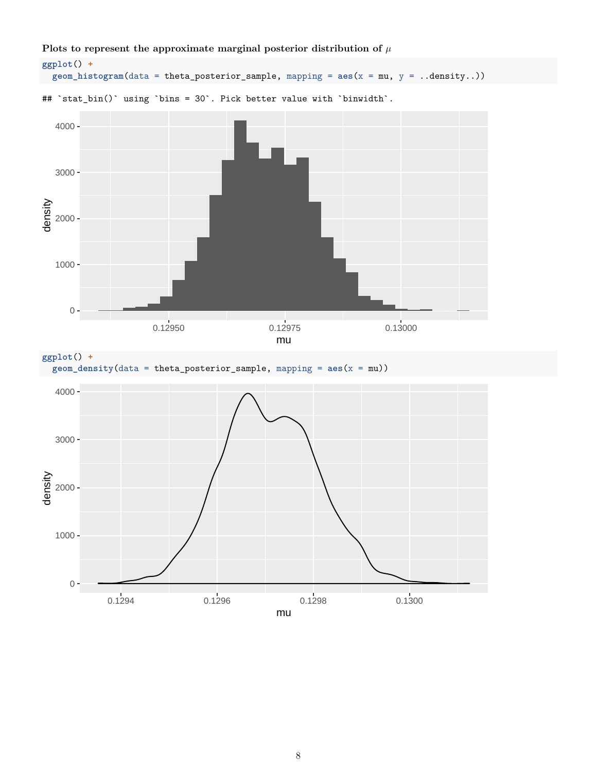**Plots to represent the approximate marginal posterior distribution of $\mu$**

```
ggplot() +
  geom_histogram(data = theta_posterior_sample, mapping = aes(x = mu, y = ..density..))
```

```
## `stat_bin()` using `bins = 30`. Pick better value with `binwidth`.
```

density
4000
3000
2000
1000
0
0.12950
0.12975
0.13000
mu

```
ggplot() +
  geom_density(data = theta_posterior_sample, mapping = aes(x = mu))
```

density
4000
3000
2000
1000
0
0.1294
0.1296
0.1298
0.1300
mu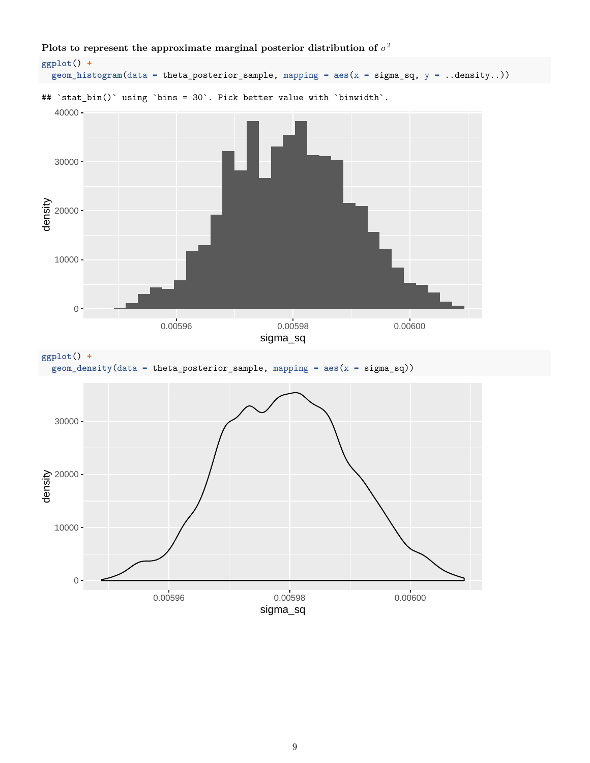**Plots to represent the approximate marginal posterior distribution of $\sigma^2$**

```
ggplot() +
  geom_histogram(data = theta_posterior_sample, mapping = aes(x = sigma_sq, y = ..density..))
```

```
## `stat_bin()` using `bins = 30`. Pick better value with `binwidth`.
```

40000
30000
20000
10000
0
density
0.00596
0.00598
0.00600
sigma_sq

```
ggplot() +
  geom_density(data = theta_posterior_sample, mapping = aes(x = sigma_sq))
```

30000
20000
10000
0
density
0.00596
0.00598
0.00600
sigma_sq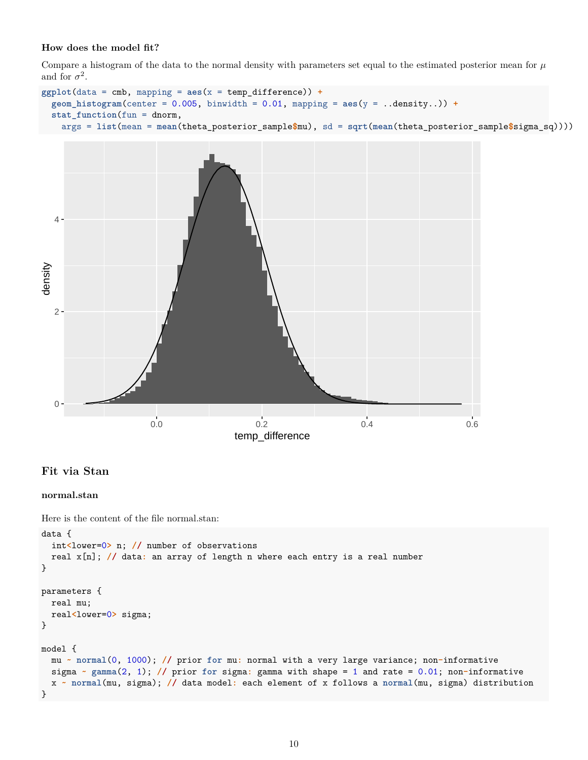#### How does the model fit?

Compare a histogram of the data to the normal density with parameters set equal to the estimated posterior mean for $\mu$ and for $\sigma^2$.

```
ggplot(data = cmb, mapping = aes(x = temp_difference)) +
  geom_histogram(center = 0.005, binwidth = 0.01, mapping = aes(y = ..density..)) +
  stat_function(fun = dnorm,
    args = list(mean = mean(theta_posterior_sample$mu), sd = sqrt(mean(theta_posterior_sample$sigma_sq))))
```

density

0
2
4

0.0
0.2
0.4
0.6

temp_difference

### Fit via Stan

#### normal.stan

Here is the content of the file normal.stan:

```
data {
  int<lower=0> n; // number of observations
  real x[n]; // data: an array of length n where each entry is a real number
}

parameters {
  real mu;
  real<lower=0> sigma;
}

model {
  mu ~ normal(0, 1000); // prior for mu: normal with a very large variance; non-informative
  sigma ~ gamma(2, 1); // prior for sigma: gamma with shape = 1 and rate = 0.01; non-informative
  x ~ normal(mu, sigma); // data model: each element of x follows a normal(mu, sigma) distribution
}
```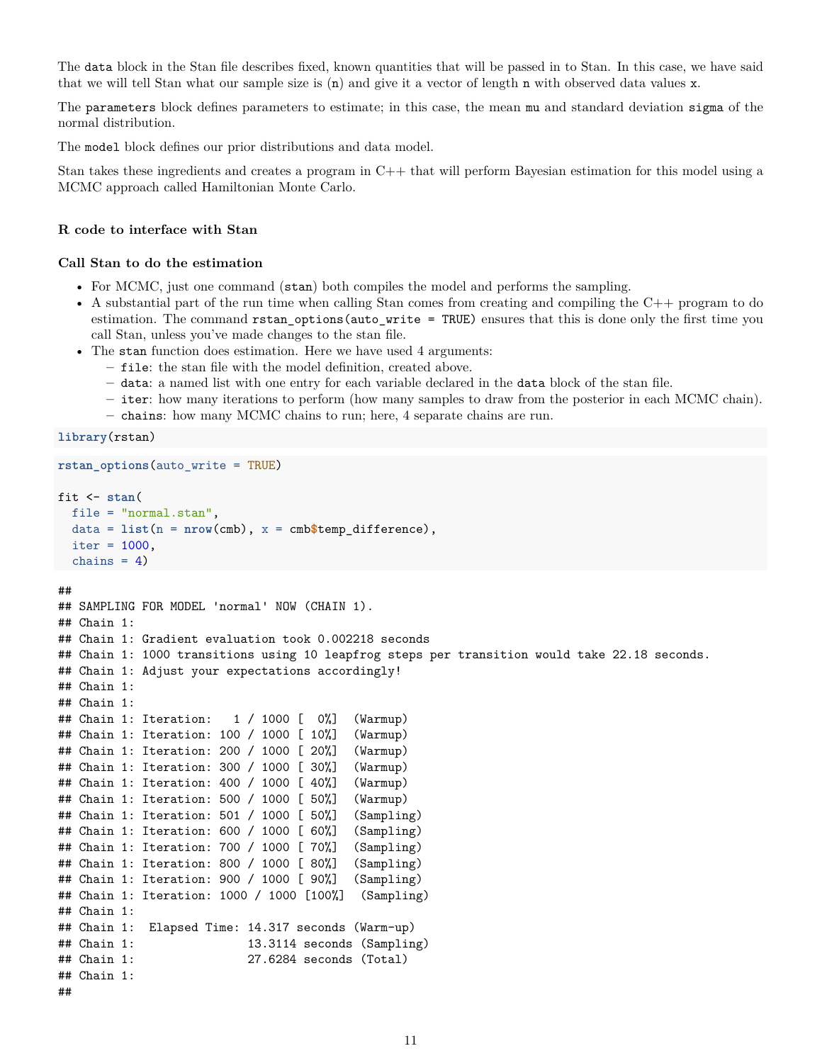The `data` block in the Stan file describes fixed, known quantities that will be passed in to Stan. In this case, we have said that we will tell Stan what our sample size is (`n`) and give it a vector of length `n` with observed data values `x`.

The `parameters` block defines parameters to estimate; in this case, the mean `mu` and standard deviation `sigma` of the normal distribution.

The `model` block defines our prior distributions and data model.

Stan takes these ingredients and creates a program in C++ that will perform Bayesian estimation for this model using a MCMC approach called Hamiltonian Monte Carlo.

#### R code to interface with Stan

#### Call Stan to do the estimation

- For MCMC, just one command (`stan`) both compiles the model and performs the sampling.
- A substantial part of the run time when calling Stan comes from creating and compiling the C++ program to do estimation. The command `rstan_options(auto_write = TRUE)` ensures that this is done only the first time you call Stan, unless you've made changes to the stan file.
- The `stan` function does estimation. Here we have used 4 arguments:
  - `file`: the stan file with the model definition, created above.
  - `data`: a named list with one entry for each variable declared in the `data` block of the stan file.
  - `iter`: how many iterations to perform (how many samples to draw from the posterior in each MCMC chain).
  - `chains`: how many MCMC chains to run; here, 4 separate chains are run.

```
library(rstan)
```

```
rstan_options(auto_write = TRUE)

fit <- stan(
  file = "normal.stan",
  data = list(n = nrow(cmb), x = cmb$temp_difference),
  iter = 1000,
  chains = 4)
```

```
##
## SAMPLING FOR MODEL 'normal' NOW (CHAIN 1).
## Chain 1:
## Chain 1: Gradient evaluation took 0.002218 seconds
## Chain 1: 1000 transitions using 10 leapfrog steps per transition would take 22.18 seconds.
## Chain 1: Adjust your expectations accordingly!
## Chain 1:
## Chain 1:
## Chain 1: Iteration:   1 / 1000 [  0%]  (Warmup)
## Chain 1: Iteration: 100 / 1000 [ 10%]  (Warmup)
## Chain 1: Iteration: 200 / 1000 [ 20%]  (Warmup)
## Chain 1: Iteration: 300 / 1000 [ 30%]  (Warmup)
## Chain 1: Iteration: 400 / 1000 [ 40%]  (Warmup)
## Chain 1: Iteration: 500 / 1000 [ 50%]  (Warmup)
## Chain 1: Iteration: 501 / 1000 [ 50%]  (Sampling)
## Chain 1: Iteration: 600 / 1000 [ 60%]  (Sampling)
## Chain 1: Iteration: 700 / 1000 [ 70%]  (Sampling)
## Chain 1: Iteration: 800 / 1000 [ 80%]  (Sampling)
## Chain 1: Iteration: 900 / 1000 [ 90%]  (Sampling)
## Chain 1: Iteration: 1000 / 1000 [100%]  (Sampling)
## Chain 1:
## Chain 1:  Elapsed Time: 14.317 seconds (Warm-up)
## Chain 1:                13.3114 seconds (Sampling)
## Chain 1:                27.6284 seconds (Total)
## Chain 1:
##
```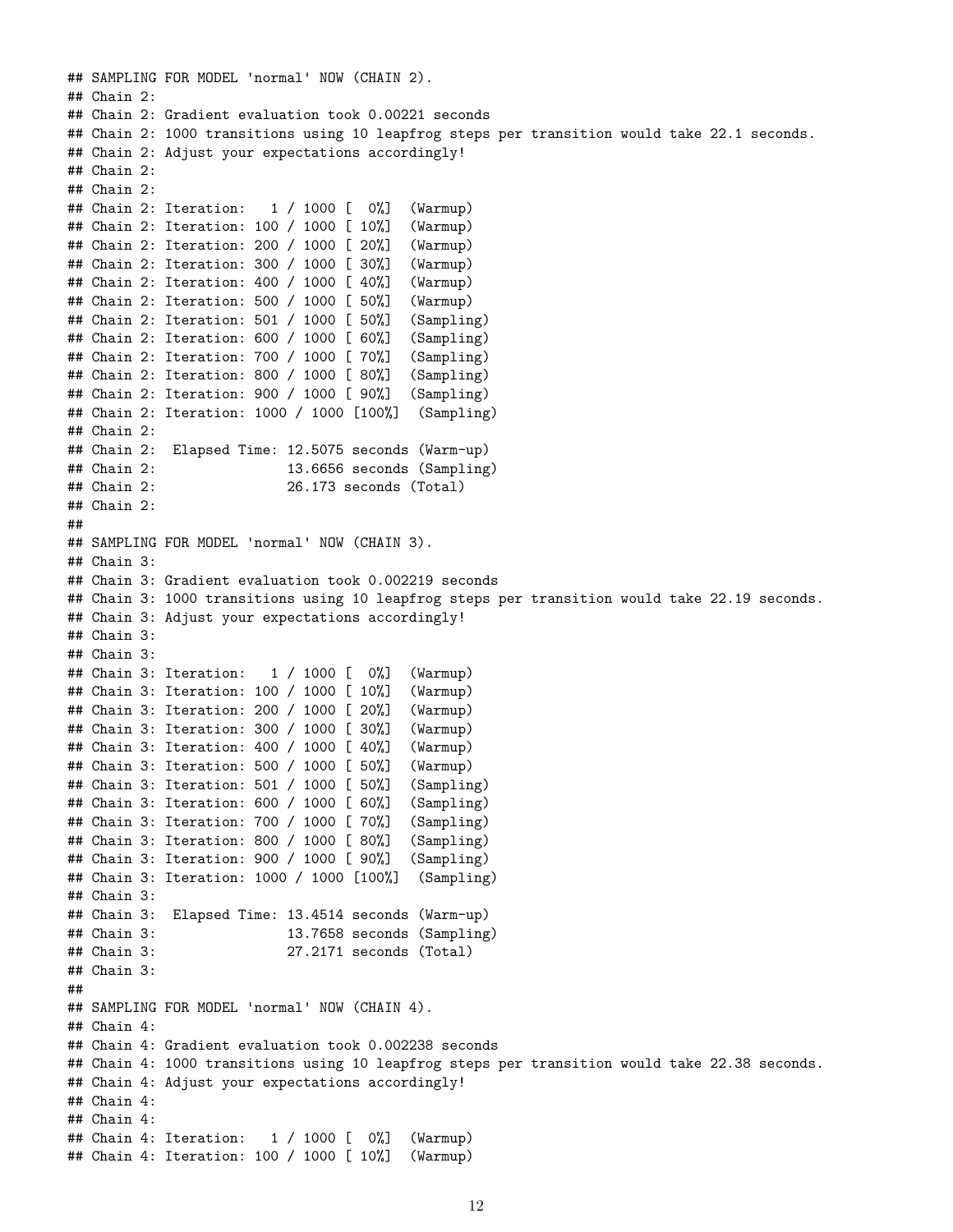```
## SAMPLING FOR MODEL 'normal' NOW (CHAIN 2).
## Chain 2:
## Chain 2: Gradient evaluation took 0.00221 seconds
## Chain 2: 1000 transitions using 10 leapfrog steps per transition would take 22.1 seconds.
## Chain 2: Adjust your expectations accordingly!
## Chain 2:
## Chain 2:
## Chain 2: Iteration:   1 / 1000 [  0%]  (Warmup)
## Chain 2: Iteration: 100 / 1000 [ 10%]  (Warmup)
## Chain 2: Iteration: 200 / 1000 [ 20%]  (Warmup)
## Chain 2: Iteration: 300 / 1000 [ 30%]  (Warmup)
## Chain 2: Iteration: 400 / 1000 [ 40%]  (Warmup)
## Chain 2: Iteration: 500 / 1000 [ 50%]  (Warmup)
## Chain 2: Iteration: 501 / 1000 [ 50%]  (Sampling)
## Chain 2: Iteration: 600 / 1000 [ 60%]  (Sampling)
## Chain 2: Iteration: 700 / 1000 [ 70%]  (Sampling)
## Chain 2: Iteration: 800 / 1000 [ 80%]  (Sampling)
## Chain 2: Iteration: 900 / 1000 [ 90%]  (Sampling)
## Chain 2: Iteration: 1000 / 1000 [100%]  (Sampling)
## Chain 2:
## Chain 2:  Elapsed Time: 12.5075 seconds (Warm-up)
## Chain 2:                13.6656 seconds (Sampling)
## Chain 2:                26.173 seconds (Total)
## Chain 2:
##
## SAMPLING FOR MODEL 'normal' NOW (CHAIN 3).
## Chain 3:
## Chain 3: Gradient evaluation took 0.002219 seconds
## Chain 3: 1000 transitions using 10 leapfrog steps per transition would take 22.19 seconds.
## Chain 3: Adjust your expectations accordingly!
## Chain 3:
## Chain 3:
## Chain 3: Iteration:   1 / 1000 [  0%]  (Warmup)
## Chain 3: Iteration: 100 / 1000 [ 10%]  (Warmup)
## Chain 3: Iteration: 200 / 1000 [ 20%]  (Warmup)
## Chain 3: Iteration: 300 / 1000 [ 30%]  (Warmup)
## Chain 3: Iteration: 400 / 1000 [ 40%]  (Warmup)
## Chain 3: Iteration: 500 / 1000 [ 50%]  (Warmup)
## Chain 3: Iteration: 501 / 1000 [ 50%]  (Sampling)
## Chain 3: Iteration: 600 / 1000 [ 60%]  (Sampling)
## Chain 3: Iteration: 700 / 1000 [ 70%]  (Sampling)
## Chain 3: Iteration: 800 / 1000 [ 80%]  (Sampling)
## Chain 3: Iteration: 900 / 1000 [ 90%]  (Sampling)
## Chain 3: Iteration: 1000 / 1000 [100%]  (Sampling)
## Chain 3:
## Chain 3:  Elapsed Time: 13.4514 seconds (Warm-up)
## Chain 3:                13.7658 seconds (Sampling)
## Chain 3:                27.2171 seconds (Total)
## Chain 3:
##
## SAMPLING FOR MODEL 'normal' NOW (CHAIN 4).
## Chain 4:
## Chain 4: Gradient evaluation took 0.002238 seconds
## Chain 4: 1000 transitions using 10 leapfrog steps per transition would take 22.38 seconds.
## Chain 4: Adjust your expectations accordingly!
## Chain 4:
## Chain 4:
## Chain 4: Iteration:   1 / 1000 [  0%]  (Warmup)
## Chain 4: Iteration: 100 / 1000 [ 10%]  (Warmup)
```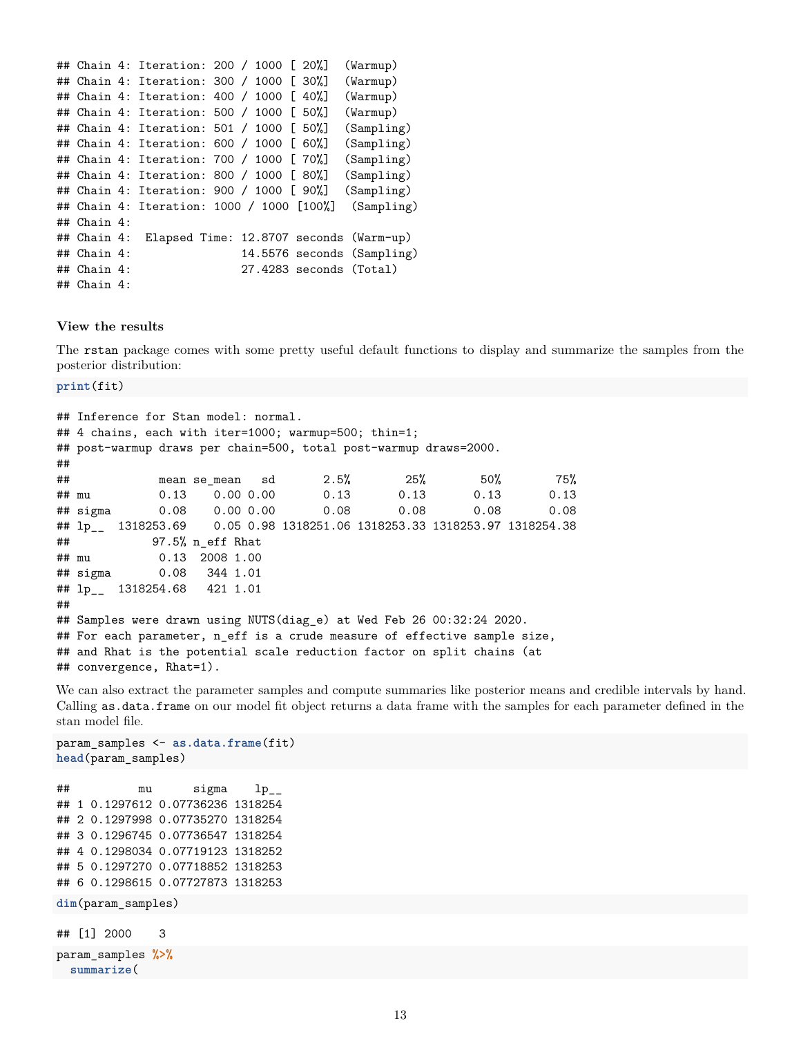```
## Chain 4: Iteration: 200 / 1000 [ 20%]  (Warmup)
## Chain 4: Iteration: 300 / 1000 [ 30%]  (Warmup)
## Chain 4: Iteration: 400 / 1000 [ 40%]  (Warmup)
## Chain 4: Iteration: 500 / 1000 [ 50%]  (Warmup)
## Chain 4: Iteration: 501 / 1000 [ 50%]  (Sampling)
## Chain 4: Iteration: 600 / 1000 [ 60%]  (Sampling)
## Chain 4: Iteration: 700 / 1000 [ 70%]  (Sampling)
## Chain 4: Iteration: 800 / 1000 [ 80%]  (Sampling)
## Chain 4: Iteration: 900 / 1000 [ 90%]  (Sampling)
## Chain 4: Iteration: 1000 / 1000 [100%]  (Sampling)
## Chain 4:
## Chain 4:  Elapsed Time: 12.8707 seconds (Warm-up)
## Chain 4:                14.5576 seconds (Sampling)
## Chain 4:                27.4283 seconds (Total)
## Chain 4:
```

### View the results

The `rstan` package comes with some pretty useful default functions to display and summarize the samples from the posterior distribution:

```r
print(fit)
```

```
## Inference for Stan model: normal.
## 4 chains, each with iter=1000; warmup=500; thin=1;
## post-warmup draws per chain=500, total post-warmup draws=2000.
##
##             mean se_mean   sd       2.5%        25%        50%        75%
## mu          0.13    0.00 0.00       0.13       0.13       0.13       0.13
## sigma       0.08    0.00 0.00       0.08       0.08       0.08       0.08
## lp__  1318253.69    0.05 0.98 1318251.06 1318253.33 1318253.97 1318254.38
##            97.5% n_eff Rhat
## mu          0.13  2008 1.00
## sigma       0.08   344 1.01
## lp__  1318254.68   421 1.01
##
## Samples were drawn using NUTS(diag_e) at Wed Feb 26 00:32:24 2020.
## For each parameter, n_eff is a crude measure of effective sample size,
## and Rhat is the potential scale reduction factor on split chains (at
## convergence, Rhat=1).
```

We can also extract the parameter samples and compute summaries like posterior means and credible intervals by hand. Calling `as.data.frame` on our model fit object returns a data frame with the samples for each parameter defined in the stan model file.

```r
param_samples <- as.data.frame(fit)
head(param_samples)
```

```
##          mu      sigma    lp__
## 1 0.1297612 0.07736236 1318254
## 2 0.1297998 0.07735270 1318254
## 3 0.1296745 0.07736547 1318254
## 4 0.1298034 0.07719123 1318252
## 5 0.1297270 0.07718852 1318253
## 6 0.1298615 0.07727873 1318253
```

```r
dim(param_samples)
```

```
## [1] 2000    3
```

```r
param_samples %>%
  summarize(
```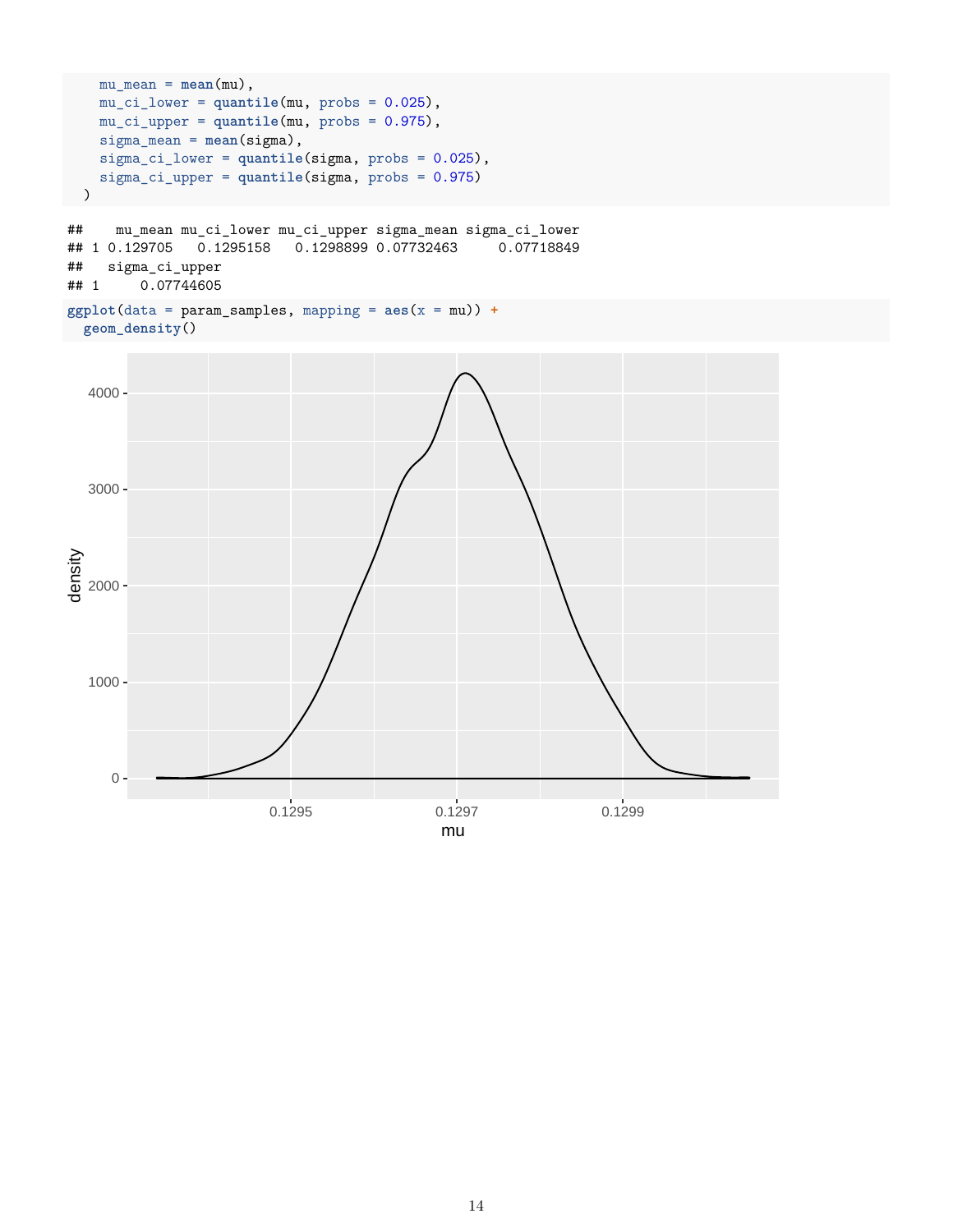```r
    mu_mean = mean(mu),
    mu_ci_lower = quantile(mu, probs = 0.025),
    mu_ci_upper = quantile(mu, probs = 0.975),
    sigma_mean = mean(sigma),
    sigma_ci_lower = quantile(sigma, probs = 0.025),
    sigma_ci_upper = quantile(sigma, probs = 0.975)
  )
```

```
##    mu_mean mu_ci_lower mu_ci_upper sigma_mean sigma_ci_lower
## 1 0.129705   0.1295158   0.1298899 0.07732463     0.07718849
##   sigma_ci_upper
## 1     0.07744605
```

```r
ggplot(data = param_samples, mapping = aes(x = mu)) +
  geom_density()
```

4000
3000
2000
1000
0
density
0.1295
0.1297
0.1299
mu